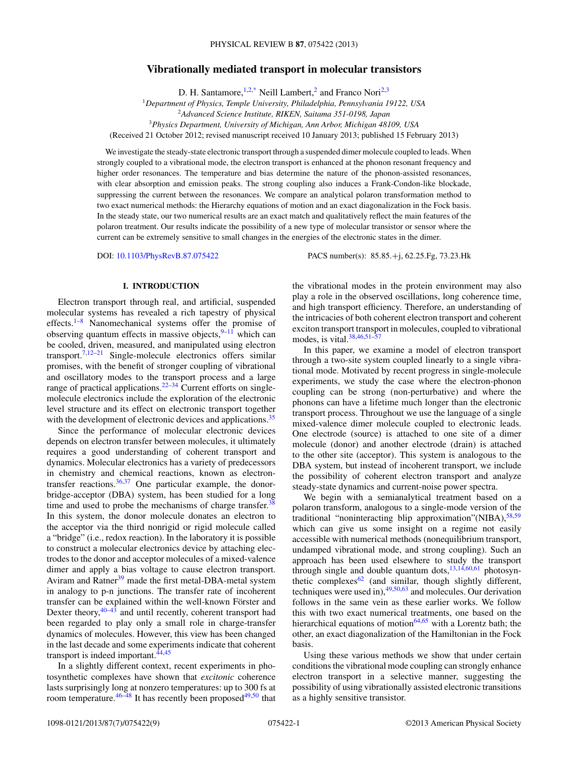# Vibrationally mediated transport in molecular transistors

D. H. Santamore,[1,2,*] Neill Lambert,[2] and Franco Nori[2,3]

[1]*Department of Physics, Temple University, Philadelphia, Pennsylvania 19122, USA*
[2]*Advanced Science Institute, RIKEN, Saitama 351-0198, Japan*
[3]*Physics Department, University of Michigan, Ann Arbor, Michigan 48109, USA*

(Received 21 October 2012; revised manuscript received 10 January 2013; published 15 February 2013)

We investigate the steady-state electronic transport through a suspended dimer molecule coupled to leads. When strongly coupled to a vibrational mode, the electron transport is enhanced at the phonon resonant frequency and higher order resonances. The temperature and bias determine the nature of the phonon-assisted resonances, with clear absorption and emission peaks. The strong coupling also induces a Frank-Condon-like blockade, suppressing the current between the resonances. We compare an analytical polaron transformation method to two exact numerical methods: the Hierarchy equations of motion and an exact diagonalization in the Fock basis. In the steady state, our two numerical results are an exact match and qualitatively reflect the main features of the polaron treatment. Our results indicate the possibility of a new type of molecular transistor or sensor where the current can be extremely sensitive to small changes in the energies of the electronic states in the dimer.

DOI: 10.1103/PhysRevB.87.075422 PACS number(s): 85.85.+j, 62.25.Fg, 73.23.Hk

## I. INTRODUCTION

Electron transport through real, and artificial, suspended molecular systems has revealed a rich tapestry of physical effects.[1–8] Nanomechanical systems offer the promise of observing quantum effects in massive objects,[9–11] which can be cooled, driven, measured, and manipulated using electron transport.[7,12–21] Single-molecule electronics offers similar promises, with the benefit of stronger coupling of vibrational and oscillatory modes to the transport process and a large range of practical applications.[22–34] Current efforts on single-molecule electronics include the exploration of the electronic level structure and its effect on electronic transport together with the development of electronic devices and applications.[35]

Since the performance of molecular electronic devices depends on electron transfer between molecules, it ultimately requires a good understanding of coherent transport and dynamics. Molecular electronics has a variety of predecessors in chemistry and chemical reactions, known as electron-transfer reactions.[36,37] One particular example, the donor-bridge-acceptor (DBA) system, has been studied for a long time and used to probe the mechanisms of charge transfer.[38] In this system, the donor molecule donates an electron to the acceptor via the third nonrigid or rigid molecule called a "bridge" (i.e., redox reaction). In the laboratory it is possible to construct a molecular electronics device by attaching electrodes to the donor and acceptor molecules of a mixed-valence dimer and apply a bias voltage to cause electron transport. Aviram and Ratner[39] made the first metal-DBA-metal system in analogy to p-n junctions. The transfer rate of incoherent transfer can be explained within the well-known Förster and Dexter theory,[40–43] and until recently, coherent transport had been regarded to play only a small role in charge-transfer dynamics of molecules. However, this view has been changed in the last decade and some experiments indicate that coherent transport is indeed important.[44,45]

In a slightly different context, recent experiments in photosynthetic complexes have shown that *excitonic* coherence lasts surprisingly long at nonzero temperatures: up to 300 fs at room temperature.[46–48] It has recently been proposed[49,50] that the vibrational modes in the protein environment may also play a role in the observed oscillations, long coherence time, and high transport efficiency. Therefore, an understanding of the intricacies of both coherent electron transport and coherent exciton transport transport in molecules, coupled to vibrational modes, is vital.[38,46,51–57]

In this paper, we examine a model of electron transport through a two-site system coupled linearly to a single vibrational mode. Motivated by recent progress in single-molecule experiments, we study the case where the electron-phonon coupling can be strong (non-perturbative) and where the phonons can have a lifetime much longer than the electronic transport process. Throughout we use the language of a single mixed-valence dimer molecule coupled to electronic leads. One electrode (source) is attached to one site of a dimer molecule (donor) and another electrode (drain) is attached to the other site (acceptor). This system is analogous to the DBA system, but instead of incoherent transport, we include the possibility of coherent electron transport and analyze steady-state dynamics and current-noise power spectra.

We begin with a semianalytical treatment based on a polaron transform, analogous to a single-mode version of the traditional "noninteracting blip approximation"(NIBA),[58,59] which can give us some insight on a regime not easily accessible with numerical methods (nonequilibrium transport, undamped vibrational mode, and strong coupling). Such an approach has been used elsewhere to study the transport through single and double quantum dots,[13,14,60,61] photosynthetic complexes[62] (and similar, though slightly different, techniques were used in),[49,50,63] and molecules. Our derivation follows in the same vein as these earlier works. We follow this with two exact numerical treatments, one based on the hierarchical equations of motion[64,65] with a Lorentz bath; the other, an exact diagonalization of the Hamiltonian in the Fock basis.

Using these various methods we show that under certain conditions the vibrational mode coupling can strongly enhance electron transport in a selective manner, suggesting the possibility of using vibrationally assisted electronic transitions as a highly sensitive transistor.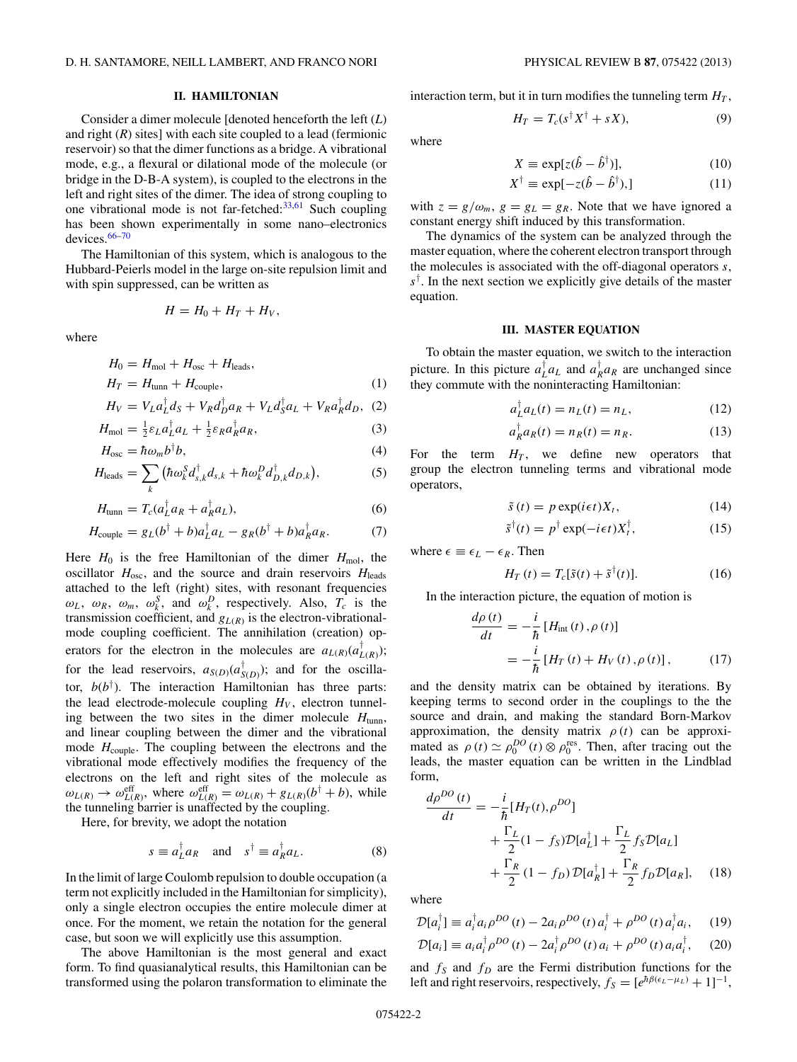## II. HAMILTONIAN

Consider a dimer molecule [denoted henceforth the left ($L$) and right ($R$) sites] with each site coupled to a lead (fermionic reservoir) so that the dimer functions as a bridge. A vibrational mode, e.g., a flexural or dilational mode of the molecule (or bridge in the D-B-A system), is coupled to the electrons in the left and right sites of the dimer. The idea of strong coupling to one vibrational mode is not far-fetched:[33,61] Such coupling has been shown experimentally in some nano–electronics devices.[66–70]

The Hamiltonian of this system, which is analogous to the Hubbard-Peierls model in the large on-site repulsion limit and with spin suppressed, can be written as

$$H = H_0 + H_T + H_V,$$

where

$$H_0 = H_{\rm mol} + H_{\rm osc} + H_{\rm leads},$$

$$H_T = H_{\rm tunn} + H_{\rm couple}, \tag{1}$$

$$H_V = V_L a_L^\dagger d_S + V_R d_D^\dagger a_R + V_L d_S^\dagger a_L + V_R a_R^\dagger d_D, \tag{2}$$

$$H_{\rm mol} = \tfrac{1}{2}\varepsilon_L a_L^\dagger a_L + \tfrac{1}{2}\varepsilon_R a_R^\dagger a_R, \tag{3}$$

$$H_{\rm osc} = \hbar\omega_m b^\dagger b, \tag{4}$$

$$H_{\rm leads} = \sum_k \left(\hbar\omega_k^S d_{s,k}^\dagger d_{s,k} + \hbar\omega_k^D d_{D,k}^\dagger d_{D,k}\right), \tag{5}$$

$$H_{\rm tunn} = T_c(a_L^\dagger a_R + a_R^\dagger a_L), \tag{6}$$

$$H_{\rm couple} = g_L(b^\dagger + b)a_L^\dagger a_L - g_R(b^\dagger + b)a_R^\dagger a_R. \tag{7}$$

Here $H_0$ is the free Hamiltonian of the dimer $H_{\rm mol}$, the oscillator $H_{\rm osc}$, and the source and drain reservoirs $H_{\rm leads}$ attached to the left (right) sites, with resonant frequencies $\omega_L$, $\omega_R$, $\omega_m$, $\omega_k^S$, and $\omega_k^D$, respectively. Also, $T_c$ is the transmission coefficient, and $g_{L(R)}$ is the electron-vibrational-mode coupling coefficient. The annihilation (creation) operators for the electron in the molecules are $a_{L(R)}(a_{L(R)}^\dagger)$; for the lead reservoirs, $a_{S(D)}(a_{S(D)}^\dagger)$; and for the oscillator, $b(b^\dagger)$. The interaction Hamiltonian has three parts: the lead electrode-molecule coupling $H_V$, electron tunneling between the two sites in the dimer molecule $H_{\rm tunn}$, and linear coupling between the dimer and the vibrational mode $H_{\rm couple}$. The coupling between the electrons and the vibrational mode effectively modifies the frequency of the electrons on the left and right sites of the molecule as $\omega_{L(R)} \to \omega_{L(R)}^{\rm eff}$, where $\omega_{L(R)}^{\rm eff} = \omega_{L(R)} + g_{L(R)}(b^\dagger + b)$, while the tunneling barrier is unaffected by the coupling.

Here, for brevity, we adopt the notation

$$s \equiv a_L^\dagger a_R \quad \text{and} \quad s^\dagger \equiv a_R^\dagger a_L. \tag{8}$$

In the limit of large Coulomb repulsion to double occupation (a term not explicitly included in the Hamiltonian for simplicity), only a single electron occupies the entire molecule dimer at once. For the moment, we retain the notation for the general case, but soon we will explicitly use this assumption.

The above Hamiltonian is the most general and exact form. To find quasianalytical results, this Hamiltonian can be transformed using the polaron transformation to eliminate the interaction term, but it in turn modifies the tunneling term $H_T$,

$$H_T = T_c(s^\dagger X^\dagger + sX), \tag{9}$$

where

$$X \equiv \exp[z(\hat{b} - \hat{b}^\dagger)], \tag{10}$$

$$X^\dagger \equiv \exp[-z(\hat{b} - \hat{b}^\dagger),] \tag{11}$$

with $z = g/\omega_m$, $g = g_L = g_R$. Note that we have ignored a constant energy shift induced by this transformation.

The dynamics of the system can be analyzed through the master equation, where the coherent electron transport through the molecules is associated with the off-diagonal operators $s$, $s^\dagger$. In the next section we explicitly give details of the master equation.

## III. MASTER EQUATION

To obtain the master equation, we switch to the interaction picture. In this picture $a_L^\dagger a_L$ and $a_R^\dagger a_R$ are unchanged since they commute with the noninteracting Hamiltonian:

$$a_L^\dagger a_L(t) = n_L(t) = n_L, \tag{12}$$

$$a_R^\dagger a_R(t) = n_R(t) = n_R. \tag{13}$$

For the term $H_T$, we define new operators that group the electron tunneling terms and vibrational mode operators,

$$\tilde{s}\,(t) = p \exp(i\epsilon t)X_t, \tag{14}$$

$$\tilde{s}^\dagger(t) = p^\dagger \exp(-i\epsilon t)X_t^\dagger, \tag{15}$$

where $\epsilon \equiv \epsilon_L - \epsilon_R$. Then

$$H_T\,(t) = T_c[\tilde{s}(t) + \tilde{s}^\dagger(t)]. \tag{16}$$

In the interaction picture, the equation of motion is

$$\begin{aligned}\frac{d\rho\,(t)}{dt} &= -\frac{i}{\hbar}\left[H_{\rm int}\,(t)\,,\rho\,(t)\right]\\ &= -\frac{i}{\hbar}\left[H_T\,(t) + H_V\,(t)\,,\rho\,(t)\right],\end{aligned} \tag{17}$$

and the density matrix can be obtained by iterations. By keeping terms to second order in the couplings to the the source and drain, and making the standard Born-Markov approximation, the density matrix $\rho\,(t)$ can be approximated as $\rho\,(t) \simeq \rho_0^{DO}\,(t) \otimes \rho_0^{\rm res}$. Then, after tracing out the leads, the master equation can be written in the Lindblad form,

$$\begin{aligned}\frac{d\rho^{DO}\,(t)}{dt} &= -\frac{i}{\hbar}[H_T(t),\rho^{DO}]\\ &\quad + \frac{\Gamma_L}{2}(1 - f_S)\mathcal{D}[a_L^\dagger] + \frac{\Gamma_L}{2} f_S \mathcal{D}[a_L]\\ &\quad + \frac{\Gamma_R}{2}\,(1 - f_D)\,\mathcal{D}[a_R^\dagger] + \frac{\Gamma_R}{2} f_D \mathcal{D}[a_R],\end{aligned} \tag{18}$$

where

$$\mathcal{D}[a_i^\dagger] \equiv a_i^\dagger a_i \rho^{DO}\,(t) - 2a_i \rho^{DO}\,(t)\, a_i^\dagger + \rho^{DO}\,(t)\, a_i^\dagger a_i, \tag{19}$$

$$\mathcal{D}[a_i] \equiv a_i a_i^\dagger \rho^{DO}\,(t) - 2a_i^\dagger \rho^{DO}\,(t)\, a_i + \rho^{DO}\,(t)\, a_i a_i^\dagger, \tag{20}$$

and $f_S$ and $f_D$ are the Fermi distribution functions for the left and right reservoirs, respectively, $f_S = [e^{\hbar\beta(\epsilon_L - \mu_L)} + 1]^{-1}$,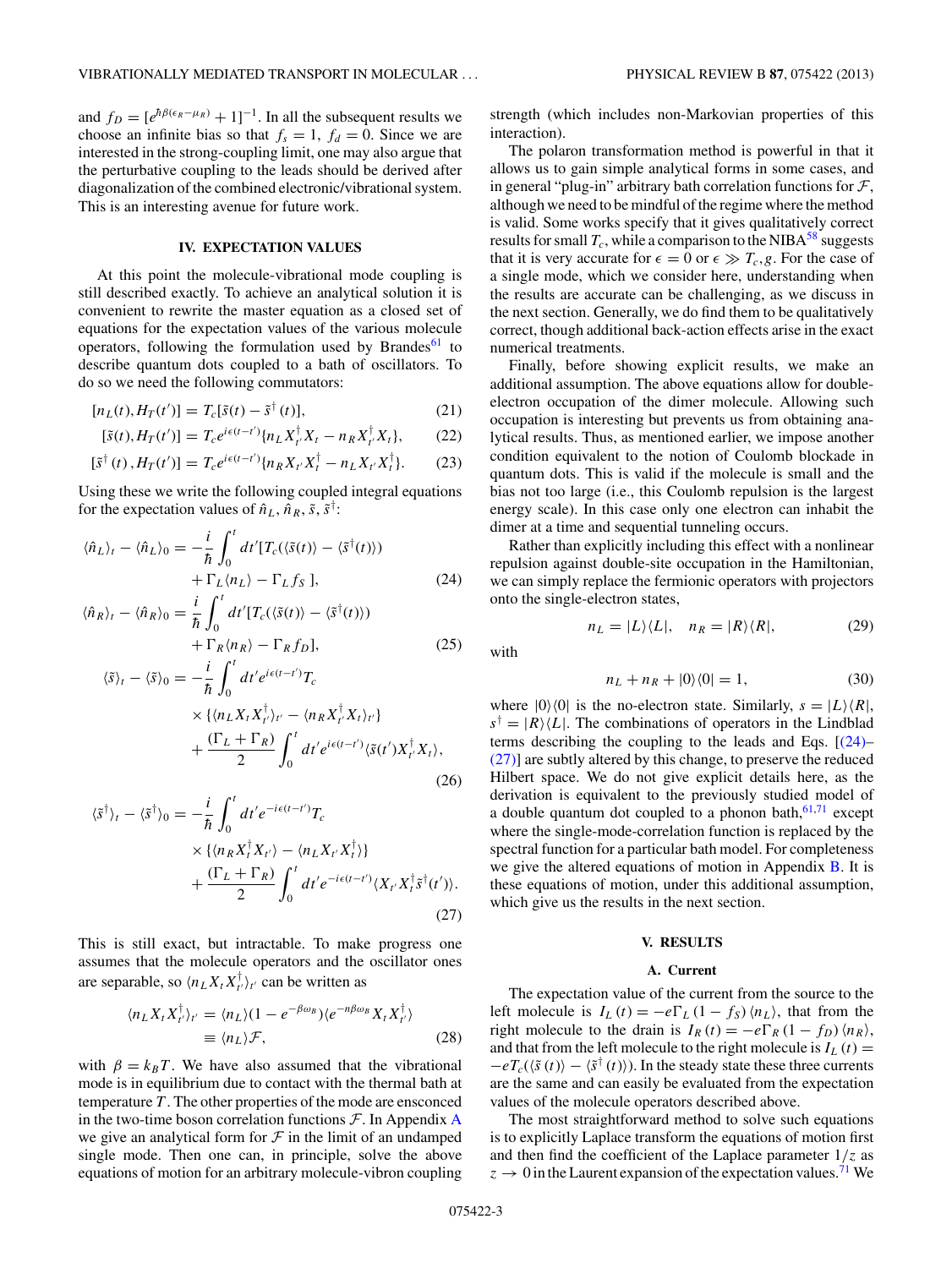and $f_D = [e^{\hbar\beta(\epsilon_R - \mu_R)} + 1]^{-1}$. In all the subsequent results we choose an infinite bias so that $f_s = 1$, $f_d = 0$. Since we are interested in the strong-coupling limit, one may also argue that the perturbative coupling to the leads should be derived after diagonalization of the combined electronic/vibrational system. This is an interesting avenue for future work.

## IV. EXPECTATION VALUES

At this point the molecule-vibrational mode coupling is still described exactly. To achieve an analytical solution it is convenient to rewrite the master equation as a closed set of equations for the expectation values of the various molecule operators, following the formulation used by Brandes[61] to describe quantum dots coupled to a bath of oscillators. To do so we need the following commutators:

$$[n_L(t), H_T(t')] = T_c[\tilde{s}(t) - \tilde{s}^\dagger(t)], \tag{21}$$

$$[\tilde{s}(t), H_T(t')] = T_c e^{i\epsilon(t-t')}\{n_L X_{t'}^\dagger X_t - n_R X_{t'}^\dagger X_t\}, \tag{22}$$

$$[\tilde{s}^\dagger(t), H_T(t')] = T_c e^{i\epsilon(t-t')}\{n_R X_{t'} X_t^\dagger - n_L X_{t'} X_t^\dagger\}. \tag{23}$$

Using these we write the following coupled integral equations for the expectation values of $\hat{n}_L, \hat{n}_R, \tilde{s}, \tilde{s}^\dagger$:

$$\langle \hat{n}_L\rangle_t - \langle \hat{n}_L\rangle_0 = -\frac{i}{\hbar}\int_0^t dt'[T_c(\langle\tilde{s}(t)\rangle - \langle\tilde{s}^\dagger(t)\rangle) + \Gamma_L\langle n_L\rangle - \Gamma_L f_S\ ], \tag{24}$$

$$\langle \hat{n}_R\rangle_t - \langle \hat{n}_R\rangle_0 = \frac{i}{\hbar}\int_0^t dt'[T_c(\langle\tilde{s}(t)\rangle - \langle\tilde{s}^\dagger(t)\rangle) + \Gamma_R\langle n_R\rangle - \Gamma_R f_D], \tag{25}$$

$$\begin{aligned}\langle\tilde{s}\rangle_t - \langle\tilde{s}\rangle_0 = &-\frac{i}{\hbar}\int_0^t dt' e^{i\epsilon(t-t')}T_c \\ &\times\{\langle n_L X_t X_{t'}^\dagger\rangle_{t'} - \langle n_R X_{t'}^\dagger X_t\rangle_{t'}\} \\ &+ \frac{(\Gamma_L+\Gamma_R)}{2}\int_0^t dt' e^{i\epsilon(t-t')}\langle\tilde{s}(t')X_{t'}^\dagger X_t\rangle,\end{aligned} \tag{26}$$

$$\begin{aligned}\langle\tilde{s}^\dagger\rangle_t - \langle\tilde{s}^\dagger\rangle_0 = &-\frac{i}{\hbar}\int_0^t dt' e^{-i\epsilon(t-t')}T_c \\ &\times\{\langle n_R X_t^\dagger X_{t'}\rangle - \langle n_L X_{t'} X_t^\dagger\rangle\} \\ &+ \frac{(\Gamma_L+\Gamma_R)}{2}\int_0^t dt' e^{-i\epsilon(t-t')}\langle X_{t'} X_t^\dagger \tilde{s}^\dagger(t')\rangle.\end{aligned} \tag{27}$$

This is still exact, but intractable. To make progress one assumes that the molecule operators and the oscillator ones are separable, so $\langle n_L X_t X_{t'}^\dagger\rangle_{t'}$ can be written as

$$\begin{aligned}\langle n_L X_t X_{t'}^\dagger\rangle_{t'} &= \langle n_L\rangle(1 - e^{-\beta\omega_B})\langle e^{-n\beta\omega_B} X_t X_{t'}^\dagger\rangle \\ &\equiv \langle n_L\rangle\mathcal{F},\end{aligned} \tag{28}$$

with $\beta = k_B T$. We have also assumed that the vibrational mode is in equilibrium due to contact with the thermal bath at temperature $T$. The other properties of the mode are ensconced in the two-time boson correlation functions $\mathcal{F}$. In Appendix A we give an analytical form for $\mathcal{F}$ in the limit of an undamped single mode. Then one can, in principle, solve the above equations of motion for an arbitrary molecule-vibron coupling strength (which includes non-Markovian properties of this interaction).

The polaron transformation method is powerful in that it allows us to gain simple analytical forms in some cases, and in general "plug-in" arbitrary bath correlation functions for $\mathcal{F}$, although we need to be mindful of the regime where the method is valid. Some works specify that it gives qualitatively correct results for small $T_c$, while a comparison to the NIBA[58] suggests that it is very accurate for $\epsilon = 0$ or $\epsilon \gg T_c, g$. For the case of a single mode, which we consider here, understanding when the results are accurate can be challenging, as we discuss in the next section. Generally, we do find them to be qualitatively correct, though additional back-action effects arise in the exact numerical treatments.

Finally, before showing explicit results, we make an additional assumption. The above equations allow for double-electron occupation of the dimer molecule. Allowing such occupation is interesting but prevents us from obtaining analytical results. Thus, as mentioned earlier, we impose another condition equivalent to the notion of Coulomb blockade in quantum dots. This is valid if the molecule is small and the bias not too large (i.e., this Coulomb repulsion is the largest energy scale). In this case only one electron can inhabit the dimer at a time and sequential tunneling occurs.

Rather than explicitly including this effect with a nonlinear repulsion against double-site occupation in the Hamiltonian, we can simply replace the fermionic operators with projectors onto the single-electron states,

$$n_L = |L\rangle\langle L|, \quad n_R = |R\rangle\langle R|, \tag{29}$$

with

$$n_L + n_R + |0\rangle\langle 0| = 1, \tag{30}$$

where $|0\rangle\langle 0|$ is the no-electron state. Similarly, $s = |L\rangle\langle R|$, $s^\dagger = |R\rangle\langle L|$. The combinations of operators in the Lindblad terms describing the coupling to the leads and Eqs. [(24)–(27)] are subtly altered by this change, to preserve the reduced Hilbert space. We do not give explicit details here, as the derivation is equivalent to the previously studied model of a double quantum dot coupled to a phonon bath,[61,71] except where the single-mode-correlation function is replaced by the spectral function for a particular bath model. For completeness we give the altered equations of motion in Appendix B. It is these equations of motion, under this additional assumption, which give us the results in the next section.

## V. RESULTS

### A. Current

The expectation value of the current from the source to the left molecule is $I_L(t) = -e\Gamma_L(1 - f_S)\langle n_L\rangle$, that from the right molecule to the drain is $I_R(t) = -e\Gamma_R(1 - f_D)\langle n_R\rangle$, and that from the left molecule to the right molecule is $I_L(t) = -eT_c(\langle\tilde{s}(t)\rangle - \langle\tilde{s}^\dagger(t)\rangle)$. In the steady state these three currents are the same and can easily be evaluated from the expectation values of the molecule operators described above.

The most straightforward method to solve such equations is to explicitly Laplace transform the equations of motion first and then find the coefficient of the Laplace parameter $1/z$ as $z \to 0$ in the Laurent expansion of the expectation values.[71] We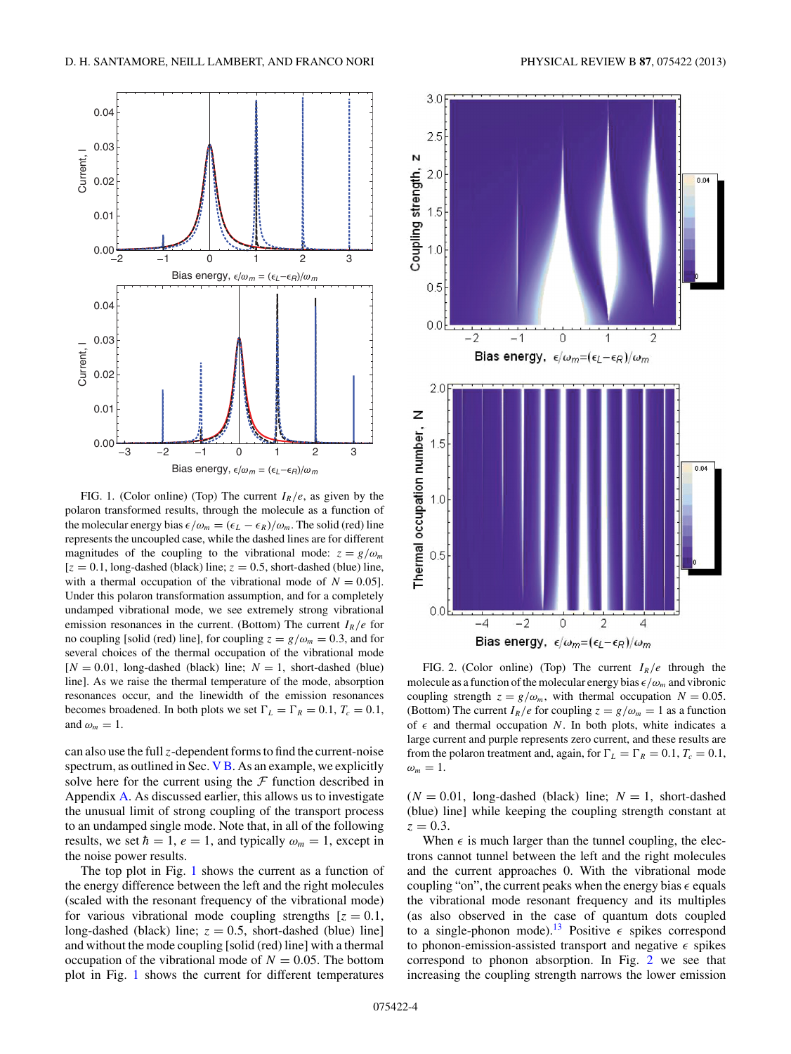FIG. 1. (Color online) (Top) The current $I_R/e$, as given by the polaron transformed results, through the molecule as a function of the molecular energy bias $\epsilon/\omega_m = (\epsilon_L - \epsilon_R)/\omega_m$. The solid (red) line represents the uncoupled case, while the dashed lines are for different magnitudes of the coupling to the vibrational mode: $z = g/\omega_m$ [$z = 0.1$, long-dashed (black) line; $z = 0.5$, short-dashed (blue) line, with a thermal occupation of the vibrational mode of $N = 0.05$]. Under this polaron transformation assumption, and for a completely undamped vibrational mode, we see extremely strong vibrational emission resonances in the current. (Bottom) The current $I_R/e$ for no coupling [solid (red) line], for coupling $z = g/\omega_m = 0.3$, and for several choices of the thermal occupation of the vibrational mode [$N = 0.01$, long-dashed (black) line; $N = 1$, short-dashed (blue) line]. As we raise the thermal temperature of the mode, absorption resonances occur, and the linewidth of the emission resonances becomes broadened. In both plots we set $\Gamma_L = \Gamma_R = 0.1$, $T_c = 0.1$, and $\omega_m = 1$.

FIG. 2. (Color online) (Top) The current $I_R/e$ through the molecule as a function of the molecular energy bias $\epsilon/\omega_m$ and vibronic coupling strength $z = g/\omega_m$, with thermal occupation $N = 0.05$. (Bottom) The current $I_R/e$ for coupling $z = g/\omega_m = 1$ as a function of $\epsilon$ and thermal occupation $N$. In both plots, white indicates a large current and purple represents zero current, and these results are from the polaron treatment and, again, for $\Gamma_L = \Gamma_R = 0.1$, $T_c = 0.1$, $\omega_m = 1$.

can also use the full $z$-dependent forms to find the current-noise spectrum, as outlined in Sec. V B. As an example, we explicitly solve here for the current using the $\mathcal{F}$ function described in Appendix A. As discussed earlier, this allows us to investigate the unusual limit of strong coupling of the transport process to an undamped single mode. Note that, in all of the following results, we set $\hbar = 1$, $e = 1$, and typically $\omega_m = 1$, except in the noise power results.

The top plot in Fig. 1 shows the current as a function of the energy difference between the left and the right molecules (scaled with the resonant frequency of the vibrational mode) for various vibrational mode coupling strengths [$z = 0.1$, long-dashed (black) line; $z = 0.5$, short-dashed (blue) line] and without the mode coupling [solid (red) line] with a thermal occupation of the vibrational mode of $N = 0.05$. The bottom plot in Fig. 1 shows the current for different temperatures ($N = 0.01$, long-dashed (black) line; $N = 1$, short-dashed (blue) line] while keeping the coupling strength constant at $z = 0.3$.

When $\epsilon$ is much larger than the tunnel coupling, the electrons cannot tunnel between the left and the right molecules and the current approaches 0. With the vibrational mode coupling "on", the current peaks when the energy bias $\epsilon$ equals the vibrational mode resonant frequency and its multiples (as also observed in the case of quantum dots coupled to a single-phonon mode).[13] Positive $\epsilon$ spikes correspond to phonon-emission-assisted transport and negative $\epsilon$ spikes correspond to phonon absorption. In Fig. 2 we see that increasing the coupling strength narrows the lower emission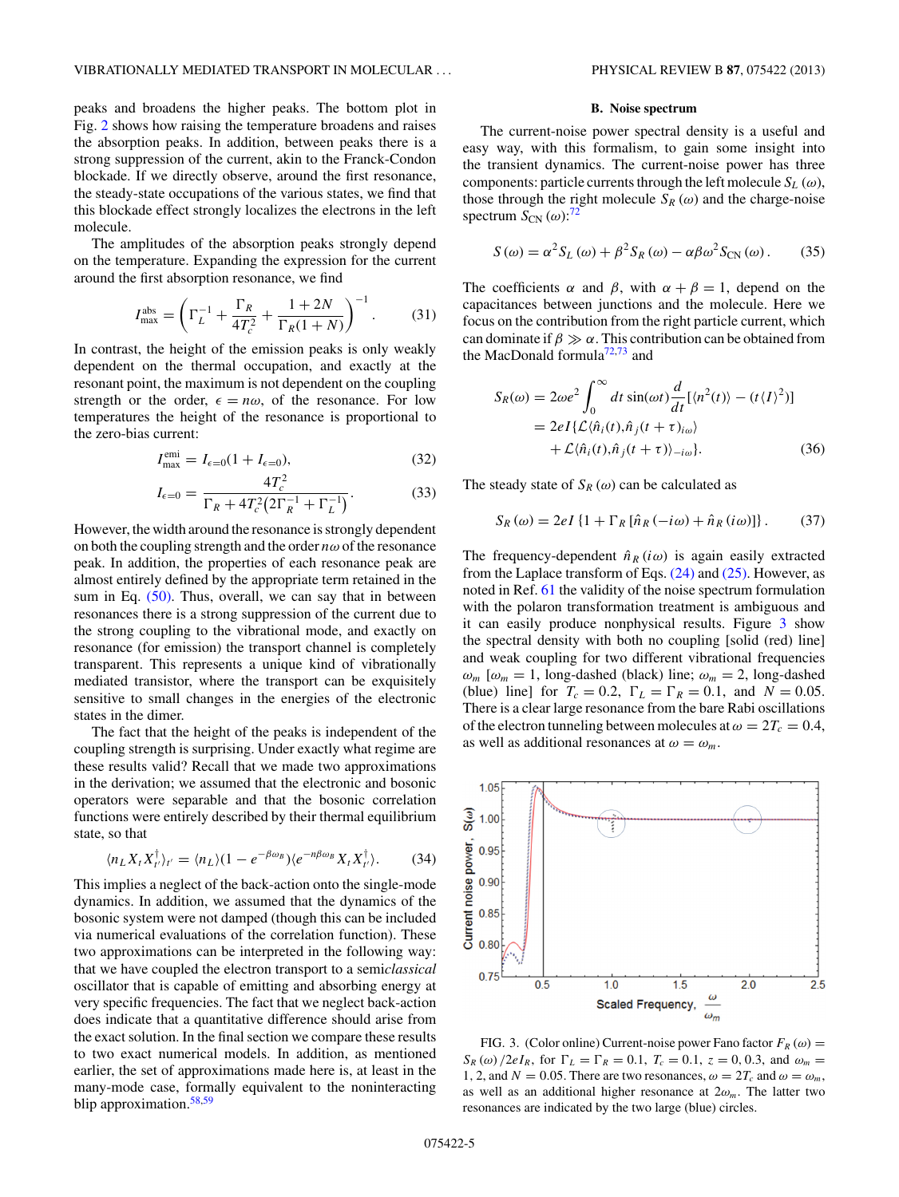peaks and broadens the higher peaks. The bottom plot in Fig. 2 shows how raising the temperature broadens and raises the absorption peaks. In addition, between peaks there is a strong suppression of the current, akin to the Franck-Condon blockade. If we directly observe, around the first resonance, the steady-state occupations of the various states, we find that this blockade effect strongly localizes the electrons in the left molecule.

The amplitudes of the absorption peaks strongly depend on the temperature. Expanding the expression for the current around the first absorption resonance, we find

$$I_{\max}^{\text{abs}} = \left( \Gamma_L^{-1} + \frac{\Gamma_R}{4T_c^2} + \frac{1+2N}{\Gamma_R(1+N)} \right)^{-1}. \tag{31}$$

In contrast, the height of the emission peaks is only weakly dependent on the thermal occupation, and exactly at the resonant point, the maximum is not dependent on the coupling strength or the order, $\epsilon = n\omega$, of the resonance. For low temperatures the height of the resonance is proportional to the zero-bias current:

$$I_{\max}^{\text{emi}} = I_{\epsilon=0}(1 + I_{\epsilon=0}), \tag{32}$$

$$I_{\epsilon=0} = \frac{4T_c^2}{\Gamma_R + 4T_c^2\left(2\Gamma_R^{-1} + \Gamma_L^{-1}\right)}. \tag{33}$$

However, the width around the resonance is strongly dependent on both the coupling strength and the order $n\omega$ of the resonance peak. In addition, the properties of each resonance peak are almost entirely defined by the appropriate term retained in the sum in Eq. (50). Thus, overall, we can say that in between resonances there is a strong suppression of the current due to the strong coupling to the vibrational mode, and exactly on resonance (for emission) the transport channel is completely transparent. This represents a unique kind of vibrationally mediated transistor, where the transport can be exquisitely sensitive to small changes in the energies of the electronic states in the dimer.

The fact that the height of the peaks is independent of the coupling strength is surprising. Under exactly what regime are these results valid? Recall that we made two approximations in the derivation; we assumed that the electronic and bosonic operators were separable and that the bosonic correlation functions were entirely described by their thermal equilibrium state, so that

$$\langle n_L X_t X_{t'}^\dagger \rangle_{t'} = \langle n_L \rangle (1 - e^{-\beta\omega_B}) \langle e^{-n\beta\omega_B} X_t X_{t'}^\dagger \rangle. \tag{34}$$

This implies a neglect of the back-action onto the single-mode dynamics. In addition, we assumed that the dynamics of the bosonic system were not damped (though this can be included via numerical evaluations of the correlation function). These two approximations can be interpreted in the following way: that we have coupled the electron transport to a semi*classical* oscillator that is capable of emitting and absorbing energy at very specific frequencies. The fact that we neglect back-action does indicate that a quantitative difference should arise from the exact solution. In the final section we compare these results to two exact numerical models. In addition, as mentioned earlier, the set of approximations made here is, at least in the many-mode case, formally equivalent to the noninteracting blip approximation.[58,59]

### B. Noise spectrum

The current-noise power spectral density is a useful and easy way, with this formalism, to gain some insight into the transient dynamics. The current-noise power has three components: particle currents through the left molecule $S_L(\omega)$, those through the right molecule $S_R(\omega)$ and the charge-noise spectrum $S_{\text{CN}}(\omega)$:[72]

$$S(\omega) = \alpha^2 S_L(\omega) + \beta^2 S_R(\omega) - \alpha\beta\omega^2 S_{\text{CN}}(\omega). \tag{35}$$

The coefficients $\alpha$ and $\beta$, with $\alpha + \beta = 1$, depend on the capacitances between junctions and the molecule. Here we focus on the contribution from the right particle current, which can dominate if $\beta \gg \alpha$. This contribution can be obtained from the MacDonald formula[72,73] and

$$\begin{aligned} S_R(\omega) &= 2\omega e^2 \int_0^\infty dt \sin(\omega t) \frac{d}{dt}[\langle n^2(t)\rangle - (t\langle I\rangle^2)] \\ &= 2eI\{\mathcal{L}\langle \hat{n}_i(t), \hat{n}_j(t+\tau)\rangle_{i\omega} \\ &\quad + \mathcal{L}\langle \hat{n}_i(t), \hat{n}_j(t+\tau)\rangle_{-i\omega}\}. \end{aligned} \tag{36}$$

The steady state of $S_R(\omega)$ can be calculated as

$$S_R(\omega) = 2eI\{1 + \Gamma_R[\hat{n}_R(-i\omega) + \hat{n}_R(i\omega)]\}. \tag{37}$$

The frequency-dependent $\hat{n}_R(i\omega)$ is again easily extracted from the Laplace transform of Eqs. (24) and (25). However, as noted in Ref. 61 the validity of the noise spectrum formulation with the polaron transformation treatment is ambiguous and it can easily produce nonphysical results. Figure 3 show the spectral density with both no coupling [solid (red) line] and weak coupling for two different vibrational frequencies $\omega_m$ [$\omega_m = 1$, long-dashed (black) line; $\omega_m = 2$, long-dashed (blue) line] for $T_c = 0.2$, $\Gamma_L = \Gamma_R = 0.1$, and $N = 0.05$. There is a clear large resonance from the bare Rabi oscillations of the electron tunneling between molecules at $\omega = 2T_c = 0.4$, as well as additional resonances at $\omega = \omega_m$.

FIG. 3. (Color online) Current-noise power Fano factor $F_R(\omega) = S_R(\omega)/2eI_R$, for $\Gamma_L = \Gamma_R = 0.1$, $T_c = 0.1$, $z = 0, 0.3$, and $\omega_m = 1, 2$, and $N = 0.05$. There are two resonances, $\omega = 2T_c$ and $\omega = \omega_m$, as well as an additional higher resonance at $2\omega_m$. The latter two resonances are indicated by the two large (blue) circles.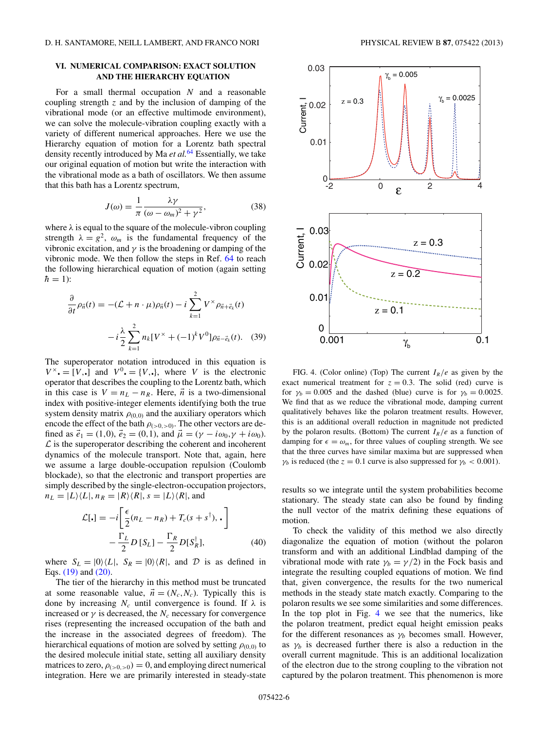## VI. NUMERICAL COMPARISON: EXACT SOLUTION AND THE HIERARCHY EQUATION

For a small thermal occupation $N$ and a reasonable coupling strength $z$ and by the inclusion of damping of the vibrational mode (or an effective multimode environment), we can solve the molecule-vibration coupling exactly with a variety of different numerical approaches. Here we use the Hierarchy equation of motion for a Lorentz bath spectral density recently introduced by Ma *et al.*[64] Essentially, we take our original equation of motion but write the interaction with the vibrational mode as a bath of oscillators. We then assume that this bath has a Lorentz spectrum,

$$J(\omega) = \frac{1}{\pi}\frac{\lambda\gamma}{(\omega - \omega_m)^2 + \gamma^2}, \tag{38}$$

where $\lambda$ is equal to the square of the molecule-vibron coupling strength $\lambda = g^2$, $\omega_m$ is the fundamental frequency of the vibronic excitation, and $\gamma$ is the broadening or damping of the vibronic mode. We then follow the steps in Ref. 64 to reach the following hierarchical equation of motion (again setting $\hbar = 1$):

$$\frac{\partial}{\partial t}\rho_{\vec{n}}(t) = -(\mathcal{L} + n\cdot\mu)\rho_{\vec{n}}(t) - i\sum_{k=1}^{2} V^{\times}\rho_{\vec{n}+\vec{e}_k}(t)$$
$$- i\frac{\lambda}{2}\sum_{k=1}^{2} n_k[V^{\times} + (-1)^k V^0]\rho_{\vec{n}-\vec{e}_k}(t). \tag{39}$$

The superoperator notation introduced in this equation is $V^{\times}\bullet = [V,\bullet]$ and $V^0\bullet = \{V,\bullet\}$, where $V$ is the electronic operator that describes the coupling to the Lorentz bath, which in this case is $V = n_L - n_R$. Here, $\vec{n}$ is a two-dimensional index with positive-integer elements identifying both the true system density matrix $\rho_{(0,0)}$ and the auxiliary operators which encode the effect of the bath $\rho_{(>0,>0)}$. The other vectors are defined as $\vec{e}_1 = (1,0)$, $\vec{e}_2 = (0,1)$, and $\vec{\mu} = (\gamma - i\omega_0, \gamma + i\omega_0)$. $\mathcal{L}$ is the superoperator describing the coherent and incoherent dynamics of the molecule transport. Note that, again, here we assume a large double-occupation repulsion (Coulomb blockade), so that the electronic and transport properties are simply described by the single-electron-occupation projectors, $n_L = |L\rangle\langle L|$, $n_R = |R\rangle\langle R|$, $s = |L\rangle\langle R|$, and

$$\mathcal{L}[\bullet] = -i\left[\frac{\epsilon}{2}(n_L - n_R) + T_c(s + s^{\dagger}), \bullet\right]$$
$$- \frac{\Gamma_L}{2}\mathcal{D}[S_L] - \frac{\Gamma_R}{2}\mathcal{D}[S_R^{\dagger}], \tag{40}$$

where $S_L = |0\rangle\langle L|$, $S_R = |0\rangle\langle R|$, and $\mathcal{D}$ is as defined in Eqs. (19) and (20).

The tier of the hierarchy in this method must be truncated at some reasonable value, $\vec{n} = (N_c, N_c)$. Typically this is done by increasing $N_c$ until convergence is found. If $\lambda$ is increased or $\gamma$ is decreased, the $N_c$ necessary for convergence rises (representing the increased occupation of the bath and the increase in the associated degrees of freedom). The hierarchical equations of motion are solved by setting $\rho_{(0,0)}$ to the desired molecule initial state, setting all auxiliary density matrices to zero, $\rho_{(>0,>0)} = 0$, and employing direct numerical integration. Here we are primarily interested in steady-state results so we integrate until the system probabilities become stationary. The steady state can also be found by finding the null vector of the matrix defining these equations of motion.

To check the validity of this method we also directly diagonalize the equation of motion (without the polaron transform and with an additional Lindblad damping of the vibrational mode with rate $\gamma_b = \gamma/2$) in the Fock basis and integrate the resulting coupled equations of motion. We find that, given convergence, the results for the two numerical methods in the steady state match exactly. Comparing to the polaron results we see some similarities and some differences. In the top plot in Fig. 4 we see that the numerics, like the polaron treatment, predict equal height emission peaks for the different resonances as $\gamma_b$ becomes small. However, as $\gamma_b$ is decreased further there is also a reduction in the overall current magnitude. This is an additional localization of the electron due to the strong coupling to the vibration not captured by the polaron treatment. This phenomenon is more

FIG. 4. (Color online) (Top) The current $I_R/e$ as given by the exact numerical treatment for $z = 0.3$. The solid (red) curve is for $\gamma_b = 0.005$ and the dashed (blue) curve is for $\gamma_b = 0.0025$. We find that as we reduce the vibrational mode, damping current qualitatively behaves like the polaron treatment results. However, this is an additional overall reduction in magnitude not predicted by the polaron results. (Bottom) The current $I_R/e$ as a function of damping for $\epsilon = \omega_m$, for three values of coupling strength. We see that the three curves have similar maxima but are suppressed when $\gamma_b$ is reduced (the $z = 0.1$ curve is also suppressed for $\gamma_b < 0.001$).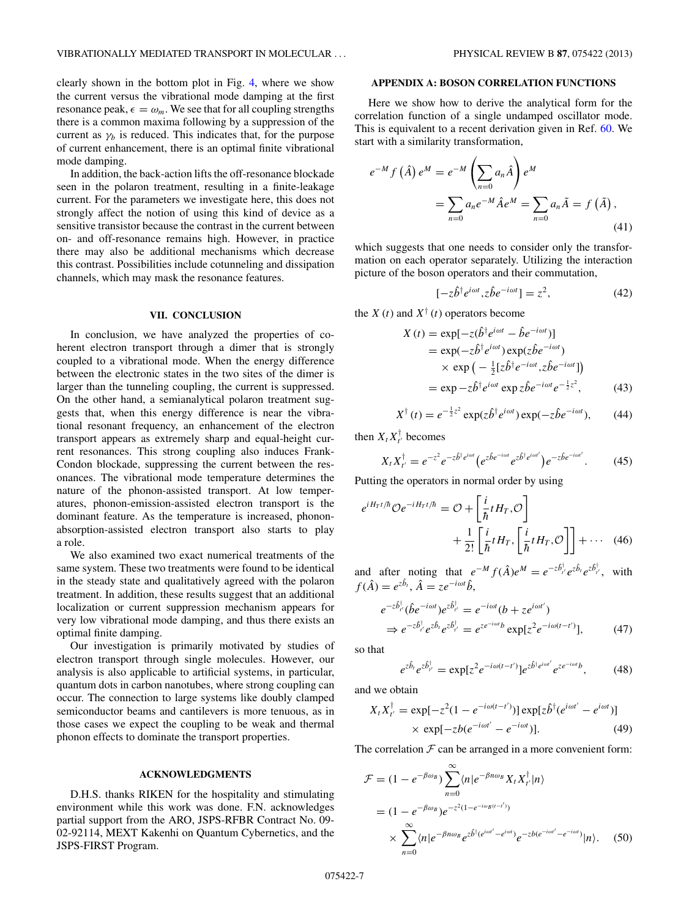clearly shown in the bottom plot in Fig. 4, where we show the current versus the vibrational mode damping at the first resonance peak, $\epsilon = \omega_m$. We see that for all coupling strengths there is a common maxima following by a suppression of the current as $\gamma_b$ is reduced. This indicates that, for the purpose of current enhancement, there is an optimal finite vibrational mode damping.

In addition, the back-action lifts the off-resonance blockade seen in the polaron treatment, resulting in a finite-leakage current. For the parameters we investigate here, this does not strongly affect the notion of using this kind of device as a sensitive transistor because the contrast in the current between on- and off-resonance remains high. However, in practice there may also be additional mechanisms which decrease this contrast. Possibilities include cotunneling and dissipation channels, which may mask the resonance features.

## VII. CONCLUSION

In conclusion, we have analyzed the properties of coherent electron transport through a dimer that is strongly coupled to a vibrational mode. When the energy difference between the electronic states in the two sites of the dimer is larger than the tunneling coupling, the current is suppressed. On the other hand, a semianalytical polaron treatment suggests that, when this energy difference is near the vibrational resonant frequency, an enhancement of the electron transport appears as extremely sharp and equal-height current resonances. This strong coupling also induces Frank-Condon blockade, suppressing the current between the resonances. The vibrational mode temperature determines the nature of the phonon-assisted transport. At low temperatures, phonon-emission-assisted electron transport is the dominant feature. As the temperature is increased, phonon-absorption-assisted electron transport also starts to play a role.

We also examined two exact numerical treatments of the same system. These two treatments were found to be identical in the steady state and qualitatively agreed with the polaron treatment. In addition, these results suggest that an additional localization or current suppression mechanism appears for very low vibrational mode damping, and thus there exists an optimal finite damping.

Our investigation is primarily motivated by studies of electron transport through single molecules. However, our analysis is also applicable to artificial systems, in particular, quantum dots in carbon nanotubes, where strong coupling can occur. The connection to large systems like doubly clamped semiconductor beams and cantilevers is more tenuous, as in those cases we expect the coupling to be weak and thermal phonon effects to dominate the transport properties.

## ACKNOWLEDGMENTS

D.H.S. thanks RIKEN for the hospitality and stimulating environment while this work was done. F.N. acknowledges partial support from the ARO, JSPS-RFBR Contract No. 09-02-92114, MEXT Kakenhi on Quantum Cybernetics, and the JSPS-FIRST Program.

## APPENDIX A: BOSON CORRELATION FUNCTIONS

Here we show how to derive the analytical form for the correlation function of a single undamped oscillator mode. This is equivalent to a recent derivation given in Ref. 60. We start with a similarity transformation,

$$
\begin{aligned}
e^{-M} f\left(\hat{A}\right) e^{M} &= e^{-M}\left(\sum_{n=0} a_n \hat{A}\right) e^{M} \\
&= \sum_{n=0} a_n e^{-M} \hat{A} e^{M} = \sum_{n=0} a_n \tilde{A} = f\left(\tilde{A}\right),
\end{aligned} \tag{41}
$$

which suggests that one needs to consider only the transformation on each operator separately. Utilizing the interaction picture of the boson operators and their commutation,

$$
[-z\hat{b}^\dagger e^{i\omega t}, z\hat{b}e^{-i\omega t}] = z^2, \tag{42}
$$

the $X(t)$ and $X^\dagger(t)$ operators become

$$
\begin{aligned}
X(t) &= \exp[-z(\hat{b}^\dagger e^{i\omega t} - \hat{b}e^{-i\omega t})] \\
&= \exp(-z\hat{b}^\dagger e^{i\omega t}) \exp(z\hat{b}e^{-i\omega t}) \\
&\quad \times \exp\left(-\tfrac{1}{2}[z\hat{b}^\dagger e^{-i\omega t}, z\hat{b}e^{-i\omega t}]\right) \\
&= \exp -z\hat{b}^\dagger e^{i\omega t} \exp z\hat{b}e^{-i\omega t} e^{-\frac{1}{2}z^2},
\end{aligned} \tag{43}
$$

$$
X^\dagger(t) = e^{-\frac{1}{2}z^2} \exp(z\hat{b}^\dagger e^{i\omega t}) \exp(-z\hat{b}e^{-i\omega t}), \tag{44}
$$

then $X_t X_{t'}^\dagger$ becomes

$$
X_t X_{t'}^\dagger = e^{-z^2} e^{-z\hat{b}^\dagger e^{i\omega t}} \left(e^{z\hat{b}e^{-i\omega t}} e^{z\hat{b}^\dagger e^{i\omega t'}}\right) e^{-z\hat{b}e^{-i\omega t'}}. \tag{45}
$$

Putting the operators in normal order by using

$$
e^{iH_T t/\hbar} \mathcal{O} e^{-iH_T t/\hbar} = \mathcal{O} + \left[\frac{i}{\hbar} t H_T, \mathcal{O}\right] + \frac{1}{2!}\left[\frac{i}{\hbar} t H_T, \left[\frac{i}{\hbar} t H_T, \mathcal{O}\right]\right] + \cdots \tag{46}
$$

and after noting that $e^{-M} f(\hat{A}) e^{M} = e^{-z\hat{b}_{t'}^\dagger} e^{z\hat{b}_t} e^{z\hat{b}_{t'}^\dagger}$, with $f(\hat{A}) = e^{z\hat{b}_t}$, $\hat{A} = z e^{-i\omega t}\hat{b}$,

$$
\begin{aligned}
& e^{-z\hat{b}_{t'}^\dagger} (\hat{b}e^{-i\omega t}) e^{z\hat{b}_{t'}^\dagger} = e^{-i\omega t}(b + z e^{i\omega t'}) \\
& \Rightarrow e^{-z\hat{b}_{t'}^\dagger} e^{z\hat{b}_t} e^{z\hat{b}_{t'}^\dagger} = e^{z e^{-i\omega t} b} \exp[z^2 e^{-i\omega(t-t')}],
\end{aligned} \tag{47}
$$

so that

$$
e^{z\hat{b}_t} e^{z\hat{b}_{t'}^\dagger} = \exp[z^2 e^{-i\omega(t-t')}] e^{z\hat{b}^\dagger e^{i\omega t'}} e^{z e^{-i\omega t} b}, \tag{48}
$$

and we obtain

$$
\begin{aligned}
X_t X_{t'}^\dagger &= \exp[-z^2(1 - e^{-i\omega(t-t')})] \exp[z\hat{b}^\dagger(e^{i\omega t'} - e^{i\omega t})] \\
&\quad \times \exp[-zb(e^{-i\omega t'} - e^{-i\omega t})].
\end{aligned} \tag{49}
$$

The correlation $\mathcal{F}$ can be arranged in a more convenient form:

$$
\begin{aligned}
\mathcal{F} &= (1 - e^{-\beta\omega_B}) \sum_{n=0}^{\infty} \langle n | e^{-\beta n \omega_B} X_t X_{t'}^\dagger | n \rangle \\
&= (1 - e^{-\beta\omega_B}) e^{-z^2(1 - e^{-i\omega_B(t-t')})} \\
&\quad \times \sum_{n=0}^{\infty} \langle n | e^{-\beta n \omega_B} e^{z\hat{b}^\dagger(e^{i\omega t'} - e^{i\omega t})} e^{-zb(e^{-i\omega t'} - e^{-i\omega t})} | n \rangle.
\end{aligned} \tag{50}
$$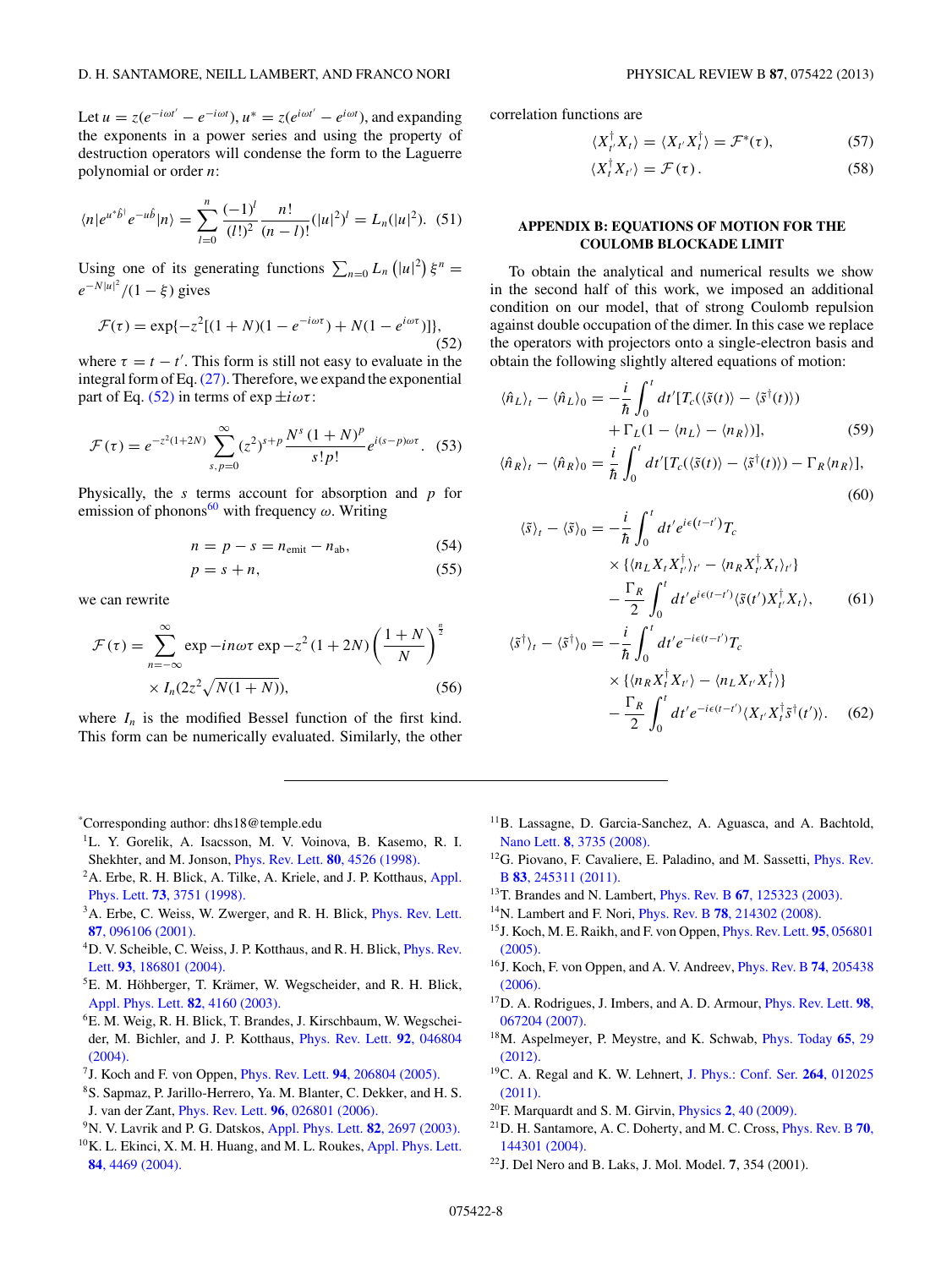Let $u = z(e^{-i\omega t'} - e^{-i\omega t})$, $u^* = z(e^{i\omega t'} - e^{i\omega t})$, and expanding the exponents in a power series and using the property of destruction operators will condense the form to the Laguerre polynomial or order $n$:

$$\langle n|e^{u^*\hat{b}^\dagger}e^{-u\hat{b}}|n\rangle = \sum_{l=0}^{n} \frac{(-1)^l}{(l!)^2}\frac{n!}{(n-l)!}(|u|^2)^l = L_n(|u|^2). \quad (51)$$

Using one of its generating functions $\sum_{n=0} L_n\left(|u|^2\right)\xi^n = e^{-N|u|^2}/(1-\xi)$ gives

$$\mathcal{F}(\tau) = \exp\{-z^2[(1+N)(1-e^{-i\omega\tau}) + N(1-e^{i\omega\tau})]\}, \quad (52)$$

where $\tau = t - t'$. This form is still not easy to evaluate in the integral form of Eq. (27). Therefore, we expand the exponential part of Eq. (52) in terms of $\exp \pm i\omega\tau$:

$$\mathcal{F}(\tau) = e^{-z^2(1+2N)}\sum_{s,p=0}^{\infty}(z^2)^{s+p}\frac{N^s(1+N)^p}{s!p!}e^{i(s-p)\omega\tau}. \quad (53)$$

Physically, the $s$ terms account for absorption and $p$ for emission of phonons[60] with frequency $\omega$. Writing

$$n = p - s = n_{\text{emit}} - n_{\text{ab}}, \quad (54)$$

$$p = s + n, \quad (55)$$

we can rewrite

$$\mathcal{F}(\tau) = \sum_{n=-\infty}^{\infty} \exp -in\omega\tau \exp -z^2(1+2N)\left(\frac{1+N}{N}\right)^{\frac{n}{2}} \times I_n(2z^2\sqrt{N(1+N)}), \quad (56)$$

where $I_n$ is the modified Bessel function of the first kind. This form can be numerically evaluated. Similarly, the other correlation functions are

$$\langle X_{t'}^\dagger X_t\rangle = \langle X_{t'}X_t^\dagger\rangle = \mathcal{F}^*(\tau), \quad (57)$$

$$\langle X_t^\dagger X_{t'}\rangle = \mathcal{F}(\tau). \quad (58)$$

## APPENDIX B: EQUATIONS OF MOTION FOR THE COULOMB BLOCKADE LIMIT

To obtain the analytical and numerical results we show in the second half of this work, we imposed an additional condition on our model, that of strong Coulomb repulsion against double occupation of the dimer. In this case we replace the operators with projectors onto a single-electron basis and obtain the following slightly altered equations of motion:

$$\langle\hat{n}_L\rangle_t - \langle\hat{n}_L\rangle_0 = -\frac{i}{\hbar}\int_0^t dt'[T_c(\langle\tilde{s}(t)\rangle - \langle\tilde{s}^\dagger(t)\rangle) + \Gamma_L(1 - \langle n_L\rangle - \langle n_R\rangle)], \quad (59)$$

$$\langle\hat{n}_R\rangle_t - \langle\hat{n}_R\rangle_0 = \frac{i}{\hbar}\int_0^t dt'[T_c(\langle\tilde{s}(t)\rangle - \langle\tilde{s}^\dagger(t)\rangle) - \Gamma_R\langle n_R\rangle], \quad (60)$$

$$\begin{aligned}\langle\tilde{s}\rangle_t - \langle\tilde{s}\rangle_0 = &-\frac{i}{\hbar}\int_0^t dt' e^{i\epsilon(t-t')}T_c \\ &\times\{\langle n_L X_t X_{t'}^\dagger\rangle_{t'} - \langle n_R X_{t'}^\dagger X_t\rangle_{t'}\} \\ &- \frac{\Gamma_R}{2}\int_0^t dt' e^{i\epsilon(t-t')}\langle\tilde{s}(t')X_{t'}^\dagger X_t\rangle, \end{aligned}\quad (61)$$

$$\begin{aligned}\langle\tilde{s}^\dagger\rangle_t - \langle\tilde{s}^\dagger\rangle_0 = &-\frac{i}{\hbar}\int_0^t dt' e^{-i\epsilon(t-t')}T_c \\ &\times\{\langle n_R X_t^\dagger X_{t'}\rangle - \langle n_L X_{t'} X_t^\dagger\rangle\} \\ &- \frac{\Gamma_R}{2}\int_0^t dt' e^{-i\epsilon(t-t')}\langle X_{t'}X_t^\dagger\tilde{s}^\dagger(t')\rangle. \end{aligned}\quad (62)$$

---

*Corresponding author: dhs18@temple.edu

[1] L. Y. Gorelik, A. Isacsson, M. V. Voinova, B. Kasemo, R. I. Shekhter, and M. Jonson, Phys. Rev. Lett. **80**, 4526 (1998).

[2] A. Erbe, R. H. Blick, A. Tilke, A. Kriele, and J. P. Kotthaus, Appl. Phys. Lett. **73**, 3751 (1998).

[3] A. Erbe, C. Weiss, W. Zwerger, and R. H. Blick, Phys. Rev. Lett. **87**, 096106 (2001).

[4] D. V. Scheible, C. Weiss, J. P. Kotthaus, and R. H. Blick, Phys. Rev. Lett. **93**, 186801 (2004).

[5] E. M. Höhberger, T. Krämer, W. Wegscheider, and R. H. Blick, Appl. Phys. Lett. **82**, 4160 (2003).

[6] E. M. Weig, R. H. Blick, T. Brandes, J. Kirschbaum, W. Wegscheider, M. Bichler, and J. P. Kotthaus, Phys. Rev. Lett. **92**, 046804 (2004).

[7] J. Koch and F. von Oppen, Phys. Rev. Lett. **94**, 206804 (2005).

[8] S. Sapmaz, P. Jarillo-Herrero, Ya. M. Blanter, C. Dekker, and H. S. J. van der Zant, Phys. Rev. Lett. **96**, 026801 (2006).

[9] N. V. Lavrik and P. G. Datskos, Appl. Phys. Lett. **82**, 2697 (2003).

[10] K. L. Ekinci, X. M. H. Huang, and M. L. Roukes, Appl. Phys. Lett. **84**, 4469 (2004).

[11] B. Lassagne, D. Garcia-Sanchez, A. Aguasca, and A. Bachtold, Nano Lett. **8**, 3735 (2008).

[12] G. Piovano, F. Cavaliere, E. Paladino, and M. Sassetti, Phys. Rev. B **83**, 245311 (2011).

[13] T. Brandes and N. Lambert, Phys. Rev. B **67**, 125323 (2003).

[14] N. Lambert and F. Nori, Phys. Rev. B **78**, 214302 (2008).

[15] J. Koch, M. E. Raikh, and F. von Oppen, Phys. Rev. Lett. **95**, 056801 (2005).

[16] J. Koch, F. von Oppen, and A. V. Andreev, Phys. Rev. B **74**, 205438 (2006).

[17] D. A. Rodrigues, J. Imbers, and A. D. Armour, Phys. Rev. Lett. **98**, 067204 (2007).

[18] M. Aspelmeyer, P. Meystre, and K. Schwab, Phys. Today **65**, 29 (2012).

[19] C. A. Regal and K. W. Lehnert, J. Phys.: Conf. Ser. **264**, 012025 (2011).

[20] F. Marquardt and S. M. Girvin, Physics **2**, 40 (2009).

[21] D. H. Santamore, A. C. Doherty, and M. C. Cross, Phys. Rev. B **70**, 144301 (2004).

[22] J. Del Nero and B. Laks, J. Mol. Model. **7**, 354 (2001).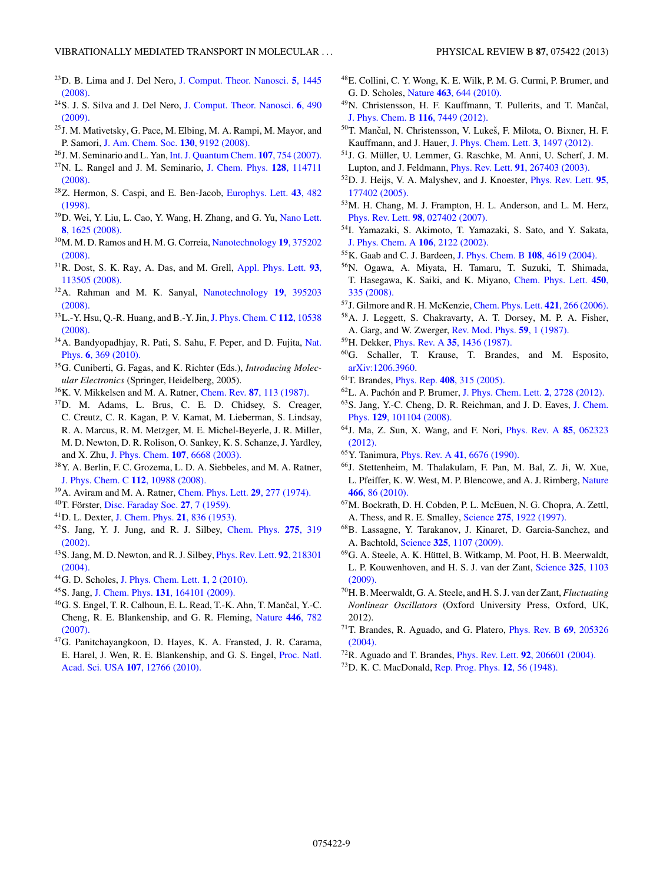[23] D. B. Lima and J. Del Nero, J. Comput. Theor. Nanosci. **5**, 1445 (2008).

[24] S. J. S. Silva and J. Del Nero, J. Comput. Theor. Nanosci. **6**, 490 (2009).

[25] J. M. Mativetsky, G. Pace, M. Elbing, M. A. Rampi, M. Mayor, and P. Samori, J. Am. Chem. Soc. **130**, 9192 (2008).

[26] J. M. Seminario and L. Yan, Int. J. Quantum Chem. **107**, 754 (2007).

[27] N. L. Rangel and J. M. Seminario, J. Chem. Phys. **128**, 114711 (2008).

[28] Z. Hermon, S. Caspi, and E. Ben-Jacob, Europhys. Lett. **43**, 482 (1998).

[29] D. Wei, Y. Liu, L. Cao, Y. Wang, H. Zhang, and G. Yu, Nano Lett. **8**, 1625 (2008).

[30] M. M. D. Ramos and H. M. G. Correia, Nanotechnology **19**, 375202 (2008).

[31] R. Dost, S. K. Ray, A. Das, and M. Grell, Appl. Phys. Lett. **93**, 113505 (2008).

[32] A. Rahman and M. K. Sanyal, Nanotechnology **19**, 395203 (2008).

[33] L.-Y. Hsu, Q.-R. Huang, and B.-Y. Jin, J. Phys. Chem. C **112**, 10538 (2008).

[34] A. Bandyopadhjay, R. Pati, S. Sahu, F. Peper, and D. Fujita, Nat. Phys. **6**, 369 (2010).

[35] G. Cuniberti, G. Fagas, and K. Richter (Eds.), *Introducing Molecular Electronics* (Springer, Heidelberg, 2005).

[36] K. V. Mikkelsen and M. A. Ratner, Chem. Rev. **87**, 113 (1987).

[37] D. M. Adams, L. Brus, C. E. D. Chidsey, S. Creager, C. Creutz, C. R. Kagan, P. V. Kamat, M. Lieberman, S. Lindsay, R. A. Marcus, R. M. Metzger, M. E. Michel-Beyerle, J. R. Miller, M. D. Newton, D. R. Rolison, O. Sankey, K. S. Schanze, J. Yardley, and X. Zhu, J. Phys. Chem. **107**, 6668 (2003).

[38] Y. A. Berlin, F. C. Grozema, L. D. A. Siebbeles, and M. A. Ratner, J. Phys. Chem. C **112**, 10988 (2008).

[39] A. Aviram and M. A. Ratner, Chem. Phys. Lett. **29**, 277 (1974).

[40] T. Förster, Disc. Faraday Soc. **27**, 7 (1959).

[41] D. L. Dexter, J. Chem. Phys. **21**, 836 (1953).

[42] S. Jang, Y. J. Jung, and R. J. Silbey, Chem. Phys. **275**, 319 (2002).

[43] S. Jang, M. D. Newton, and R. J. Silbey, Phys. Rev. Lett. **92**, 218301 (2004).

[44] G. D. Scholes, J. Phys. Chem. Lett. **1**, 2 (2010).

[45] S. Jang, J. Chem. Phys. **131**, 164101 (2009).

[46] G. S. Engel, T. R. Calhoun, E. L. Read, T.-K. Ahn, T. Mančal, Y.-C. Cheng, R. E. Blankenship, and G. R. Fleming, Nature **446**, 782 (2007).

[47] G. Panitchayangkoon, D. Hayes, K. A. Fransted, J. R. Carama, E. Harel, J. Wen, R. E. Blankenship, and G. S. Engel, Proc. Natl. Acad. Sci. USA **107**, 12766 (2010).

[48] E. Collini, C. Y. Wong, K. E. Wilk, P. M. G. Curmi, P. Brumer, and G. D. Scholes, Nature **463**, 644 (2010).

[49] N. Christensson, H. F. Kauffmann, T. Pullerits, and T. Mančal, J. Phys. Chem. B **116**, 7449 (2012).

[50] T. Mančal, N. Christensson, V. Lukeš, F. Milota, O. Bixner, H. F. Kauffmann, and J. Hauer, J. Phys. Chem. Lett. **3**, 1497 (2012).

[51] J. G. Müller, U. Lemmer, G. Raschke, M. Anni, U. Scherf, J. M. Lupton, and J. Feldmann, Phys. Rev. Lett. **91**, 267403 (2003).

[52] D. J. Heijs, V. A. Malyshev, and J. Knoester, Phys. Rev. Lett. **95**, 177402 (2005).

[53] M. H. Chang, M. J. Frampton, H. L. Anderson, and L. M. Herz, Phys. Rev. Lett. **98**, 027402 (2007).

[54] I. Yamazaki, S. Akimoto, T. Yamazaki, S. Sato, and Y. Sakata, J. Phys. Chem. A **106**, 2122 (2002).

[55] K. Gaab and C. J. Bardeen, J. Phys. Chem. B **108**, 4619 (2004).

[56] N. Ogawa, A. Miyata, H. Tamaru, T. Suzuki, T. Shimada, T. Hasegawa, K. Saiki, and K. Miyano, Chem. Phys. Lett. **450**, 335 (2008).

[57] J. Gilmore and R. H. McKenzie, Chem. Phys. Lett. **421**, 266 (2006).

[58] A. J. Leggett, S. Chakravarty, A. T. Dorsey, M. P. A. Fisher, A. Garg, and W. Zwerger, Rev. Mod. Phys. **59**, 1 (1987).

[59] H. Dekker, Phys. Rev. A **35**, 1436 (1987).

[60] G. Schaller, T. Krause, T. Brandes, and M. Esposito, arXiv:1206.3960.

[61] T. Brandes, Phys. Rep. **408**, 315 (2005).

[62] L. A. Pachón and P. Brumer, J. Phys. Chem. Lett. **2**, 2728 (2012).

[63] S. Jang, Y.-C. Cheng, D. R. Reichman, and J. D. Eaves, J. Chem. Phys. **129**, 101104 (2008).

[64] J. Ma, Z. Sun, X. Wang, and F. Nori, Phys. Rev. A **85**, 062323 (2012).

[65] Y. Tanimura, Phys. Rev. A **41**, 6676 (1990).

[66] J. Stettenheim, M. Thalakulam, F. Pan, M. Bal, Z. Ji, W. Xue, L. Pfeiffer, K. W. West, M. P. Blencowe, and A. J. Rimberg, Nature **466**, 86 (2010).

[67] M. Bockrath, D. H. Cobden, P. L. McEuen, N. G. Chopra, A. Zettl, A. Thess, and R. E. Smalley, Science **275**, 1922 (1997).

[68] B. Lassagne, Y. Tarakanov, J. Kinaret, D. Garcia-Sanchez, and A. Bachtold, Science **325**, 1107 (2009).

[69] G. A. Steele, A. K. Hüttel, B. Witkamp, M. Poot, H. B. Meerwaldt, L. P. Kouwenhoven, and H. S. J. van der Zant, Science **325**, 1103 (2009).

[70] H. B. Meerwaldt, G. A. Steele, and H. S. J. van der Zant, *Fluctuating Nonlinear Oscillators* (Oxford University Press, Oxford, UK, 2012).

[71] T. Brandes, R. Aguado, and G. Platero, Phys. Rev. B **69**, 205326 (2004).

[72] R. Aguado and T. Brandes, Phys. Rev. Lett. **92**, 206601 (2004).

[73] D. K. C. MacDonald, Rep. Prog. Phys. **12**, 56 (1948).